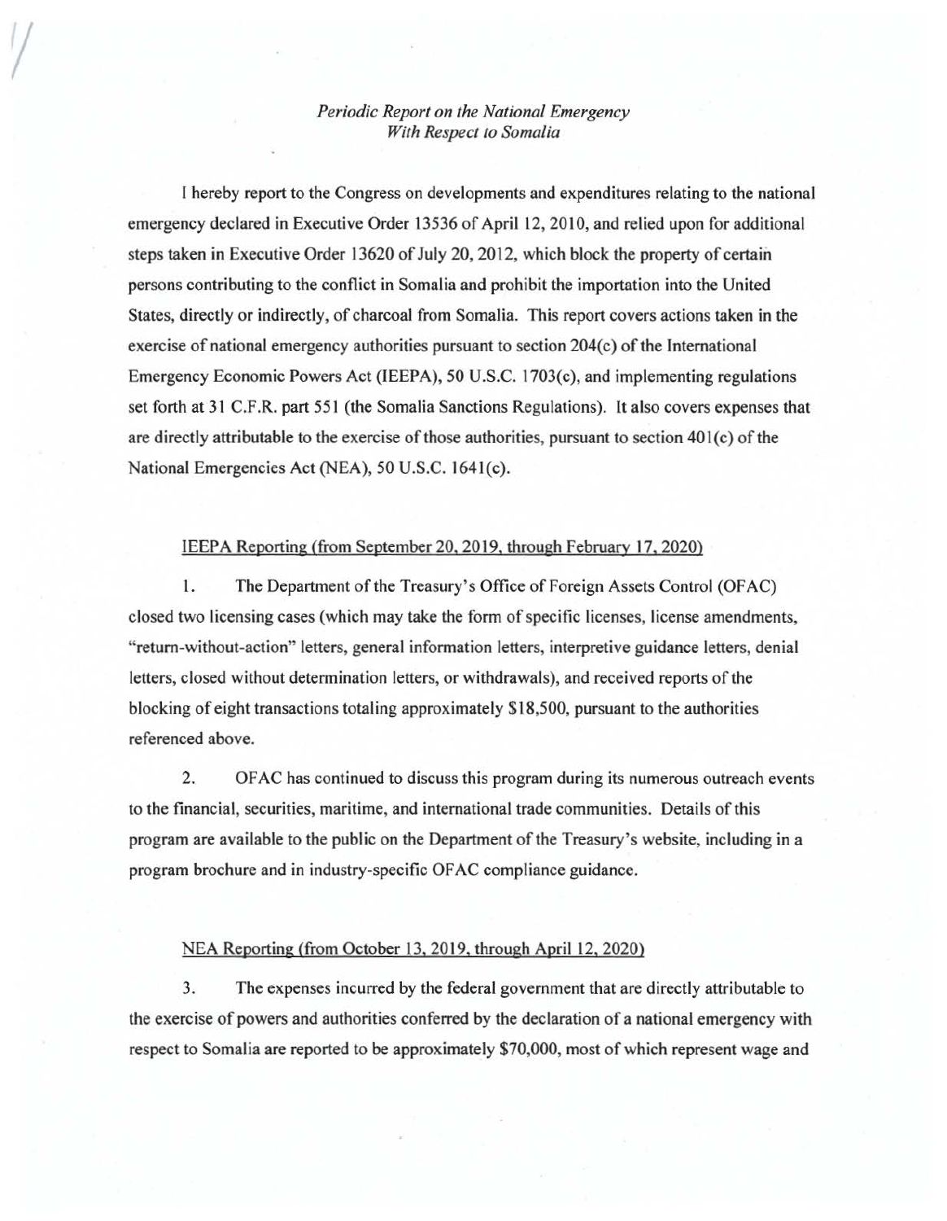*Periodic Report on the National Emergency*
*With Respect to Somalia*

I hereby report to the Congress on developments and expenditures relating to the national emergency declared in Executive Order 13536 of April 12, 2010, and relied upon for additional steps taken in Executive Order 13620 of July 20, 2012, which block the property of certain persons contributing to the conflict in Somalia and prohibit the importation into the United States, directly or indirectly, of charcoal from Somalia. This report covers actions taken in the exercise of national emergency authorities pursuant to section 204(c) of the International Emergency Economic Powers Act (IEEPA), 50 U.S.C. 1703(c), and implementing regulations set forth at 31 C.F.R. part 551 (the Somalia Sanctions Regulations). It also covers expenses that are directly attributable to the exercise of those authorities, pursuant to section 401(c) of the National Emergencies Act (NEA), 50 U.S.C. 1641(c).

IEEPA Reporting (from September 20, 2019, through February 17, 2020)

1. The Department of the Treasury's Office of Foreign Assets Control (OFAC) closed two licensing cases (which may take the form of specific licenses, license amendments, "return-without-action" letters, general information letters, interpretive guidance letters, denial letters, closed without determination letters, or withdrawals), and received reports of the blocking of eight transactions totaling approximately $18,500, pursuant to the authorities referenced above.

2. OFAC has continued to discuss this program during its numerous outreach events to the financial, securities, maritime, and international trade communities. Details of this program are available to the public on the Department of the Treasury's website, including in a program brochure and in industry-specific OFAC compliance guidance.

NEA Reporting (from October 13, 2019, through April 12, 2020)

3. The expenses incurred by the federal government that are directly attributable to the exercise of powers and authorities conferred by the declaration of a national emergency with respect to Somalia are reported to be approximately $70,000, most of which represent wage and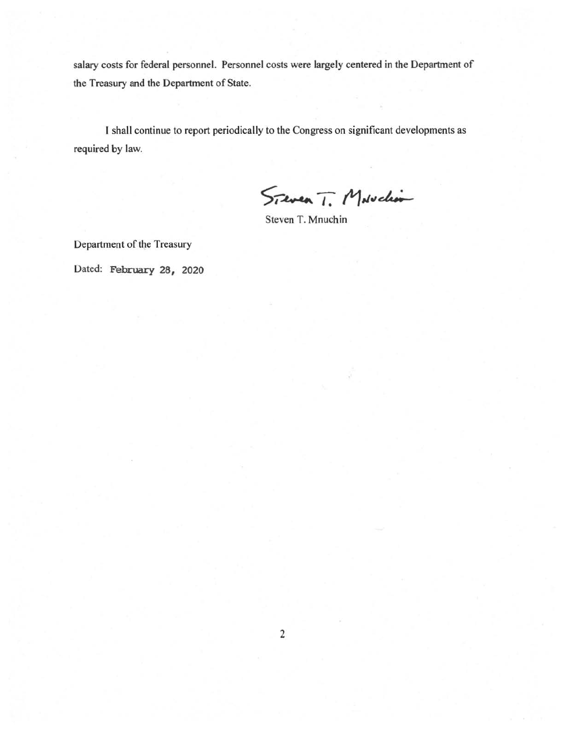salary costs for federal personnel. Personnel costs were largely centered in the Department of the Treasury and the Department of State.

I shall continue to report periodically to the Congress on significant developments as required by law.

Steven T. Mnuchin

Steven T. Mnuchin

Department of the Treasury

Dated: February 28, 2020